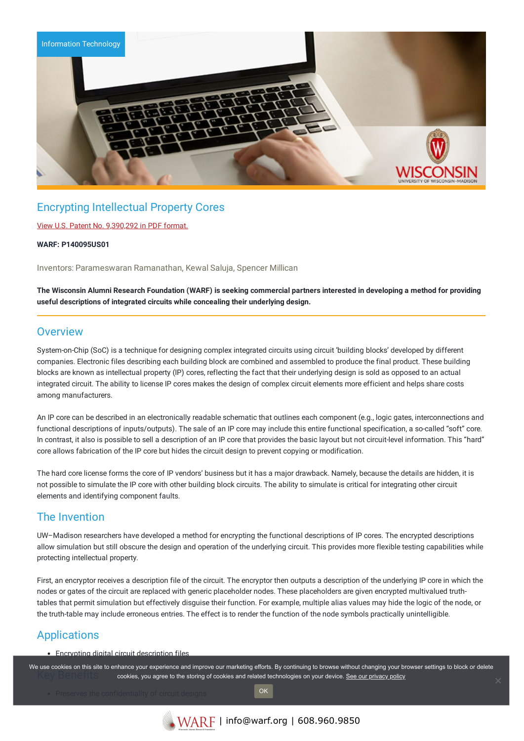Information Technology

# Encrypting Intellectual Property Cores

[View U.S. Patent No. 9,390,292 in PDF format.]

**WARF: P140095US01**

Inventors: Parameswaran Ramanathan, Kewal Saluja, Spencer Millican

**The Wisconsin Alumni Research Foundation (WARF) is seeking commercial partners interested in developing a method for providing useful descriptions of integrated circuits while concealing their underlying design.**

## Overview

System-on-Chip (SoC) is a technique for designing complex integrated circuits using circuit 'building blocks' developed by different companies. Electronic files describing each building block are combined and assembled to produce the final product. These building blocks are known as intellectual property (IP) cores, reflecting the fact that their underlying design is sold as opposed to an actual integrated circuit. The ability to license IP cores makes the design of complex circuit elements more efficient and helps share costs among manufacturers.

An IP core can be described in an electronically readable schematic that outlines each component (e.g., logic gates, interconnections and functional descriptions of inputs/outputs). The sale of an IP core may include this entire functional specification, a so-called "soft" core. In contrast, it also is possible to sell a description of an IP core that provides the basic layout but not circuit-level information. This "hard" core allows fabrication of the IP core but hides the circuit design to prevent copying or modification.

The hard core license forms the core of IP vendors' business but it has a major drawback. Namely, because the details are hidden, it is not possible to simulate the IP core with other building block circuits. The ability to simulate is critical for integrating other circuit elements and identifying component faults.

## The Invention

UW–Madison researchers have developed a method for encrypting the functional descriptions of IP cores. The encrypted descriptions allow simulation but still obscure the design and operation of the underlying circuit. This provides more flexible testing capabilities while protecting intellectual property.

First, an encryptor receives a description file of the circuit. The encryptor then outputs a description of the underlying IP core in which the nodes or gates of the circuit are replaced with generic placeholder nodes. These placeholders are given encrypted multivalued truth-tables that permit simulation but effectively disguise their function. For example, multiple alias values may hide the logic of the node, or the truth-table may include erroneous entries. The effect is to render the function of the node symbols practically unintelligible.

## Applications

- Encrypting digital circuit description files

## Key Benefits

- Preserves the confidentiality of circuit designs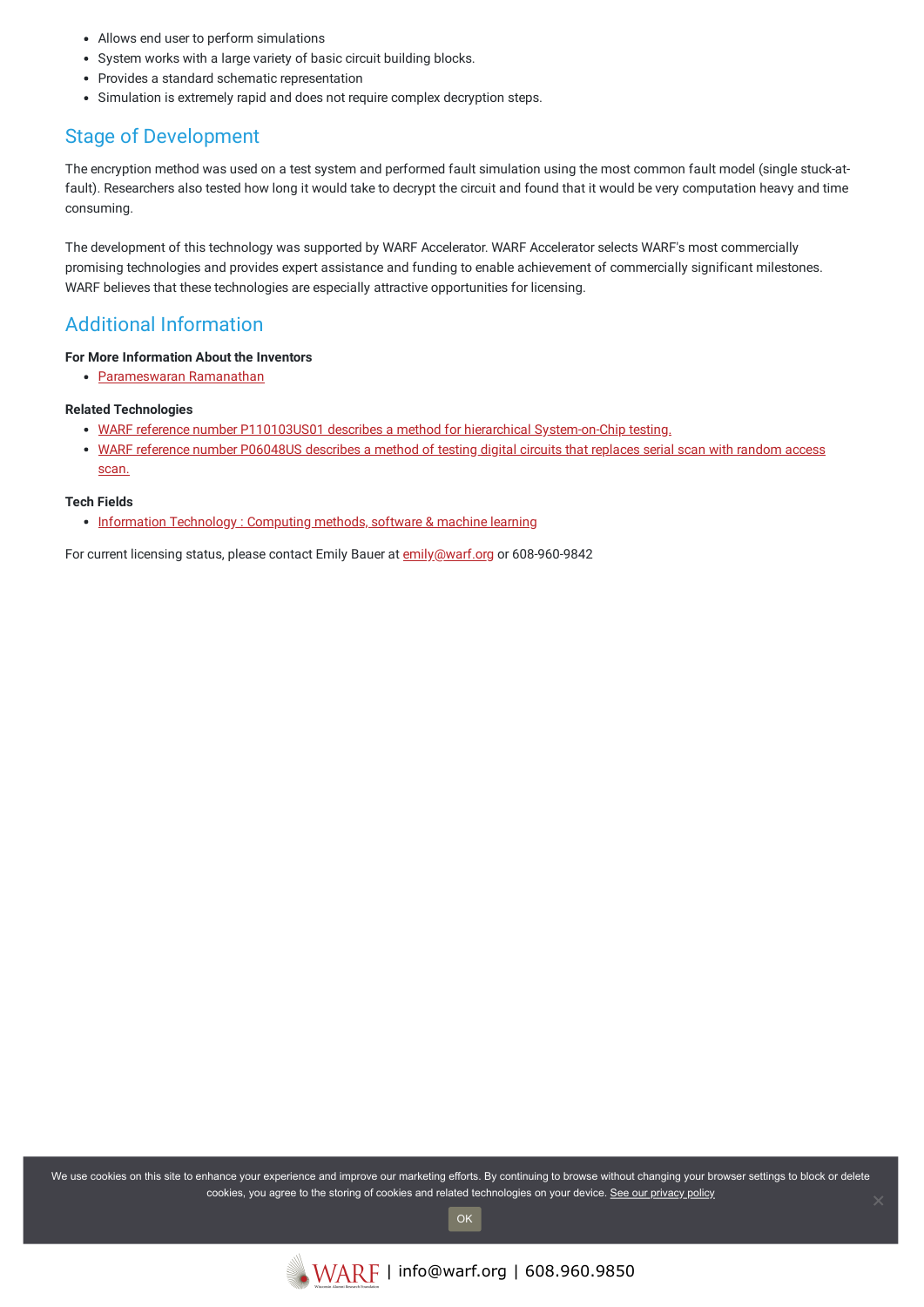- Allows end user to perform simulations
- System works with a large variety of basic circuit building blocks.
- Provides a standard schematic representation
- Simulation is extremely rapid and does not require complex decryption steps.

## Stage of Development

The encryption method was used on a test system and performed fault simulation using the most common fault model (single stuck-at-fault). Researchers also tested how long it would take to decrypt the circuit and found that it would be very computation heavy and time consuming.

The development of this technology was supported by WARF Accelerator. WARF Accelerator selects WARF's most commercially promising technologies and provides expert assistance and funding to enable achievement of commercially significant milestones. WARF believes that these technologies are especially attractive opportunities for licensing.

## Additional Information

**For More Information About the Inventors**

- Parameswaran Ramanathan

**Related Technologies**

- WARF reference number P110103US01 describes a method for hierarchical System-on-Chip testing.
- WARF reference number P06048US describes a method of testing digital circuits that replaces serial scan with random access scan.

**Tech Fields**

- Information Technology : Computing methods, software & machine learning

For current licensing status, please contact Emily Bauer at emily@warf.org or 608-960-9842